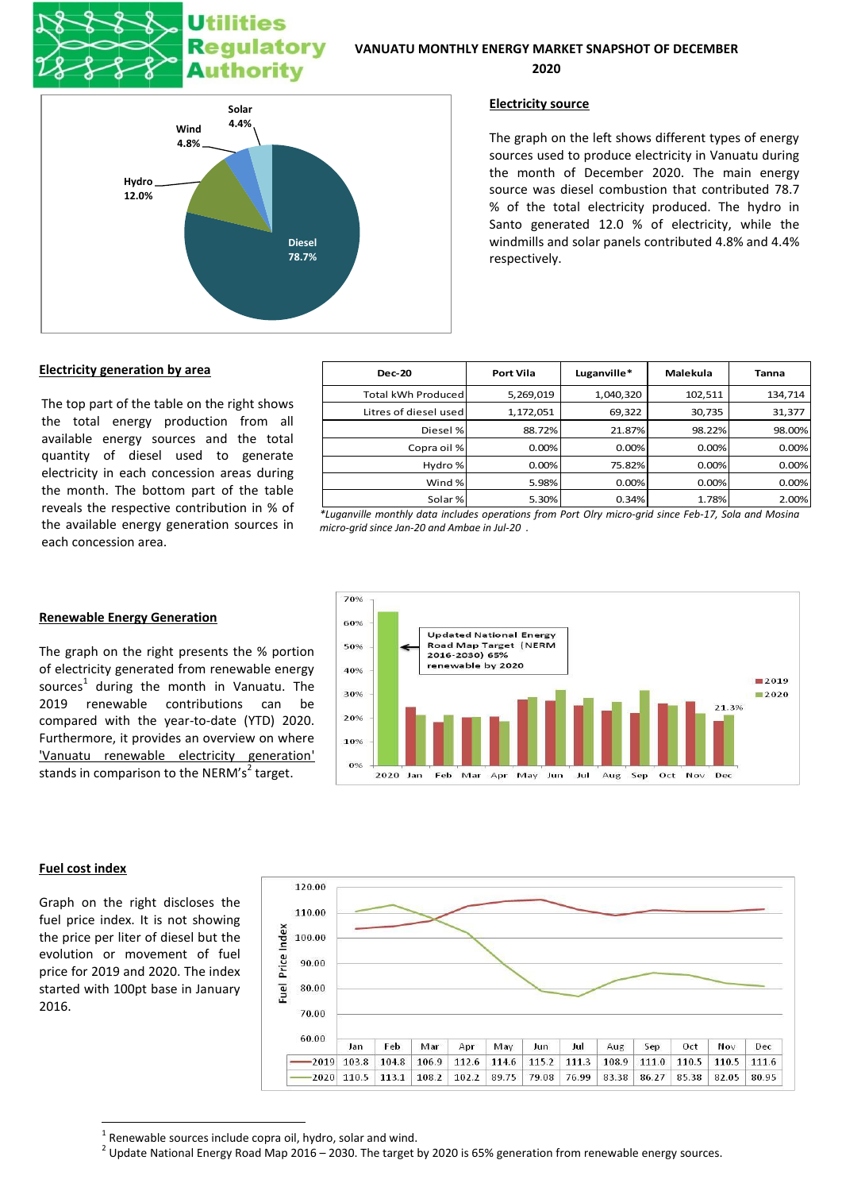# VANUATU MONTHLY ENERGY MARKET SNAPSHOT OF DECEMBER 2020

Utilities Regulatory Authority

## Electricity source

The graph on the left shows different types of energy sources used to produce electricity in Vanuatu during the month of December 2020. The main energy source was diesel combustion that contributed 78.7 % of the total electricity produced. The hydro in Santo generated 12.0 % of electricity, while the windmills and solar panels contributed 4.8% and 4.4% respectively.

## Electricity generation by area

The top part of the table on the right shows the total energy production from all available energy sources and the total quantity of diesel used to generate electricity in each concession areas during the month. The bottom part of the table reveals the respective contribution in % of the available energy generation sources in each concession area.

| Dec-20 | Port Vila | Luganville* | Malekula | Tanna |
|---|---|---|---|---|
| Total kWh Produced | 5,269,019 | 1,040,320 | 102,511 | 134,714 |
| Litres of diesel used | 1,172,051 | 69,322 | 30,735 | 31,377 |
| Diesel % | 88.72% | 21.87% | 98.22% | 98.00% |
| Copra oil % | 0.00% | 0.00% | 0.00% | 0.00% |
| Hydro % | 0.00% | 75.82% | 0.00% | 0.00% |
| Wind % | 5.98% | 0.00% | 0.00% | 0.00% |
| Solar % | 5.30% | 0.34% | 1.78% | 2.00% |

*\*Luganville monthly data includes operations from Port Olry micro-grid since Feb-17, Sola and Mosina micro-grid since Jan-20 and Ambae in Jul-20 .*

## Renewable Energy Generation

The graph on the right presents the % portion of electricity generated from renewable energy sources[1] during the month in Vanuatu. The 2019 renewable contributions can be compared with the year-to-date (YTD) 2020. Furthermore, it provides an overview on where 'Vanuatu renewable electricity generation' stands in comparison to the NERM's[2] target.

## Fuel cost index

Graph on the right discloses the fuel price index. It is not showing the price per liter of diesel but the evolution or movement of fuel price for 2019 and 2020. The index started with 100pt base in January 2016.

| | Jan | Feb | Mar | Apr | May | Jun | Jul | Aug | Sep | Oct | Nov | Dec |
|---|---|---|---|---|---|---|---|---|---|---|---|---|
| 2019 | 103.8 | 104.8 | 106.9 | 112.6 | 114.6 | 115.2 | 111.3 | 108.9 | 111.0 | 110.5 | 110.5 | 111.6 |
| 2020 | 110.5 | 113.1 | 108.2 | 102.2 | 89.75 | 79.08 | 76.99 | 83.38 | 86.27 | 85.38 | 82.05 | 80.95 |

---

[1] Renewable sources include copra oil, hydro, solar and wind.

[2] Update National Energy Road Map 2016 – 2030. The target by 2020 is 65% generation from renewable energy sources.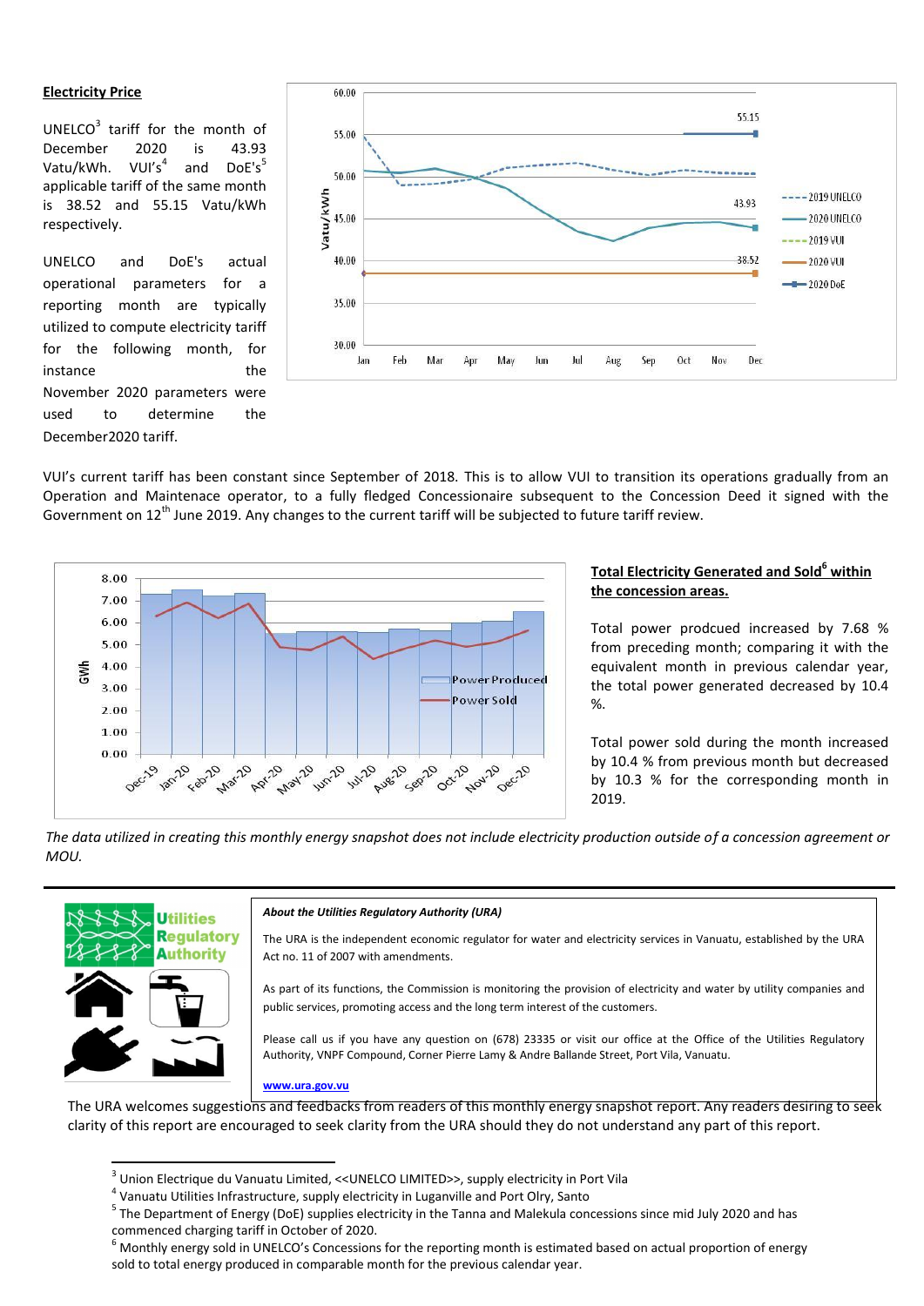## Electricity Price

UNELCO[3] tariff for the month of December 2020 is 43.93 Vatu/kWh. VUI's[4] and DoE's[5] applicable tariff of the same month is 38.52 and 55.15 Vatu/kWh respectively.

UNELCO and DoE's actual operational parameters for a reporting month are typically utilized to compute electricity tariff for the following month, for instance the November 2020 parameters were used to determine the December2020 tariff.

60.00
55.00
50.00
45.00
40.00
35.00
30.00
Vatu/kWh
55.15
43.93
38.52
Jan Feb Mar Apr May Jun Jul Aug Sep Oct Nov Dec
2019 UNELCO
2020 UNELCO
2019 VUI
2020 VUI
2020 DoE

VUI's current tariff has been constant since September of 2018. This is to allow VUI to transition its operations gradually from an Operation and Maintenace operator, to a fully fledged Concessionaire subsequent to the Concession Deed it signed with the Government on 12th June 2019. Any changes to the current tariff will be subjected to future tariff review.

8.00
7.00
6.00
5.00
4.00
3.00
2.00
1.00
0.00
GWh
Dec-19 Jan-20 Feb-20 Mar-20 Apr-20 May-20 Jun-20 Jul-20 Aug-20 Sep-20 Oct-20 Nov-20 Dec-20
Power Produced
Power Sold

## Total Electricity Generated and Sold[6] within the concession areas.

Total power prodcued increased by 7.68 % from preceding month; comparing it with the equivalent month in previous calendar year, the total power generated decreased by 10.4 %.

Total power sold during the month increased by 10.4 % from previous month but decreased by 10.3 % for the corresponding month in 2019.

*The data utilized in creating this monthly energy snapshot does not include electricity production outside of a concession agreement or MOU.*

Utilities Regulatory Authority

***About the Utilities Regulatory Authority (URA)***

The URA is the independent economic regulator for water and electricity services in Vanuatu, established by the URA Act no. 11 of 2007 with amendments.

As part of its functions, the Commission is monitoring the provision of electricity and water by utility companies and public services, promoting access and the long term interest of the customers.

Please call us if you have any question on (678) 23335 or visit our office at the Office of the Utilities Regulatory Authority, VNPF Compound, Corner Pierre Lamy & Andre Ballande Street, Port Vila, Vanuatu.

www.ura.gov.vu

The URA welcomes suggestions and feedbacks from readers of this monthly energy snapshot report. Any readers desiring to seek clarity of this report are encouraged to seek clarity from the URA should they do not understand any part of this report.

---

[3] Union Electrique du Vanuatu Limited, <<UNELCO LIMITED>>, supply electricity in Port Vila

[4] Vanuatu Utilities Infrastructure, supply electricity in Luganville and Port Olry, Santo

[5] The Department of Energy (DoE) supplies electricity in the Tanna and Malekula concessions since mid July 2020 and has commenced charging tariff in October of 2020.

[6] Monthly energy sold in UNELCO's Concessions for the reporting month is estimated based on actual proportion of energy sold to total energy produced in comparable month for the previous calendar year.